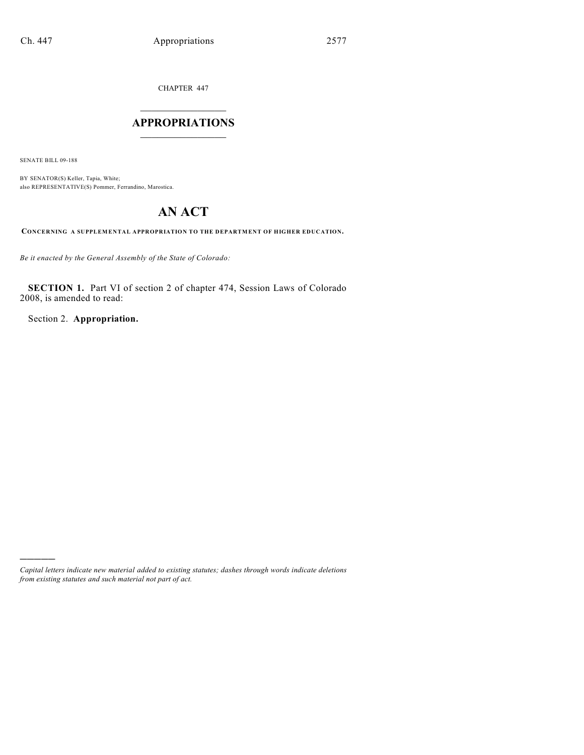CHAPTER 447

# APPROPRIATIONS

SENATE BILL 09-188

BY SENATOR(S) Keller, Tapia, White;
also REPRESENTATIVE(S) Pommer, Ferrandino, Marostica.

# AN ACT

**CONCERNING A SUPPLEMENTAL APPROPRIATION TO THE DEPARTMENT OF HIGHER EDUCATION.**

*Be it enacted by the General Assembly of the State of Colorado:*

**SECTION 1.** Part VI of section 2 of chapter 474, Session Laws of Colorado 2008, is amended to read:

Section 2. **Appropriation.**

---

*Capital letters indicate new material added to existing statutes; dashes through words indicate deletions from existing statutes and such material not part of act.*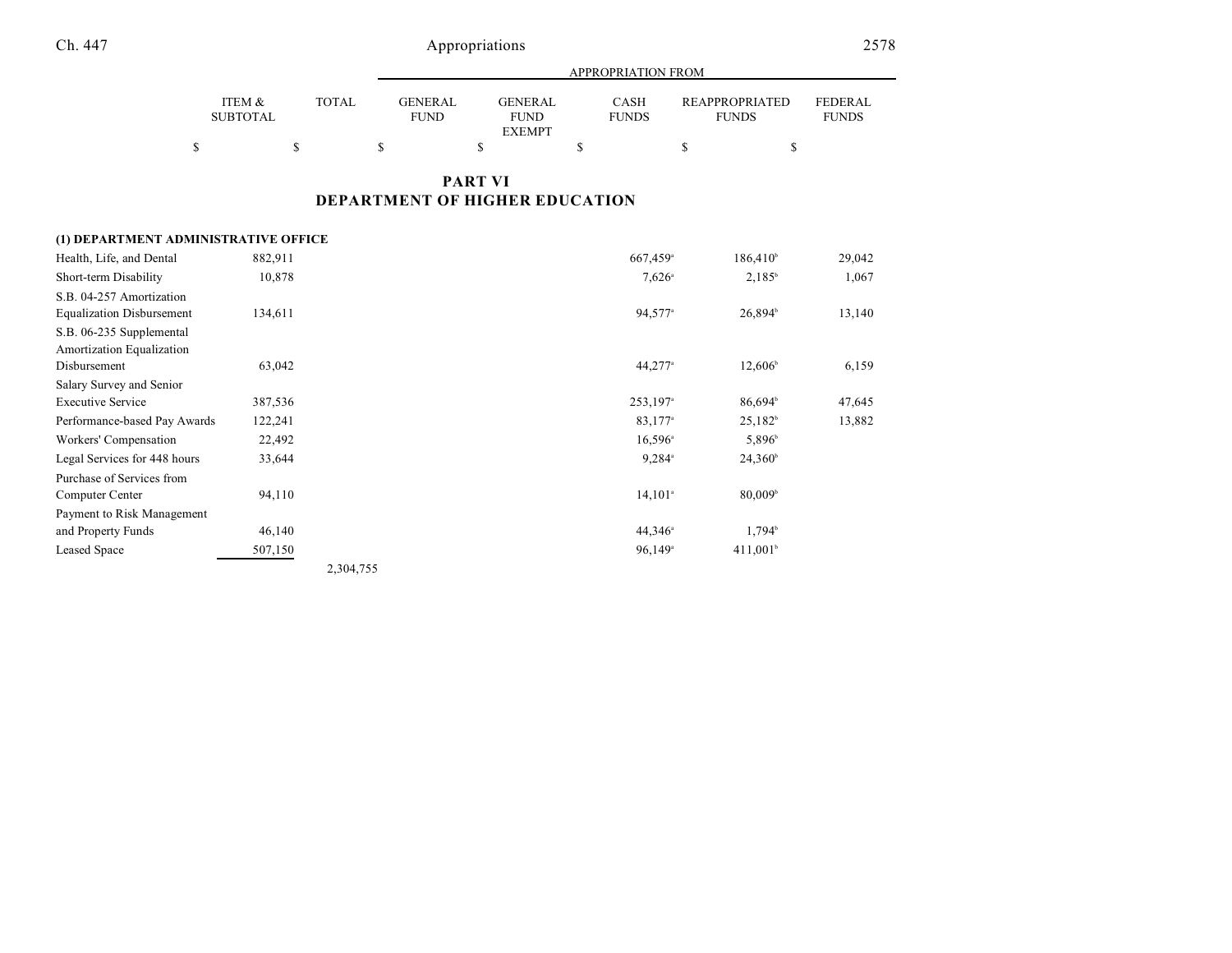## PART VI
## DEPARTMENT OF HIGHER EDUCATION

| | ITEM & SUBTOTAL | TOTAL | GENERAL FUND | GENERAL FUND EXEMPT | CASH FUNDS | REAPPROPRIATED FUNDS | FEDERAL FUNDS |
|---|---|---|---|---|---|---|---|
| | | | APPROPRIATION FROM | | | | |
| | $ | $ | $ | $ | $ | $ | $ |
| **(1) DEPARTMENT ADMINISTRATIVE OFFICE** | | | | | | | |
| Health, Life, and Dental | 882,911 | | | | 667,459[a] | 186,410[b] | 29,042 |
| Short-term Disability | 10,878 | | | | 7,626[a] | 2,185[b] | 1,067 |
| S.B. 04-257 Amortization Equalization Disbursement | 134,611 | | | | 94,577[a] | 26,894[b] | 13,140 |
| S.B. 06-235 Supplemental Amortization Equalization Disbursement | 63,042 | | | | 44,277[a] | 12,606[b] | 6,159 |
| Salary Survey and Senior Executive Service | 387,536 | | | | 253,197[a] | 86,694[b] | 47,645 |
| Performance-based Pay Awards | 122,241 | | | | 83,177[a] | 25,182[b] | 13,882 |
| Workers' Compensation | 22,492 | | | | 16,596[a] | 5,896[b] | |
| Legal Services for 448 hours | 33,644 | | | | 9,284[a] | 24,360[b] | |
| Purchase of Services from Computer Center | 94,110 | | | | 14,101[a] | 80,009[b] | |
| Payment to Risk Management and Property Funds | 46,140 | | | | 44,346[a] | 1,794[b] | |
| Leased Space | 507,150 | | | | 96,149[a] | 411,001[b] | |
| | | 2,304,755 | | | | | |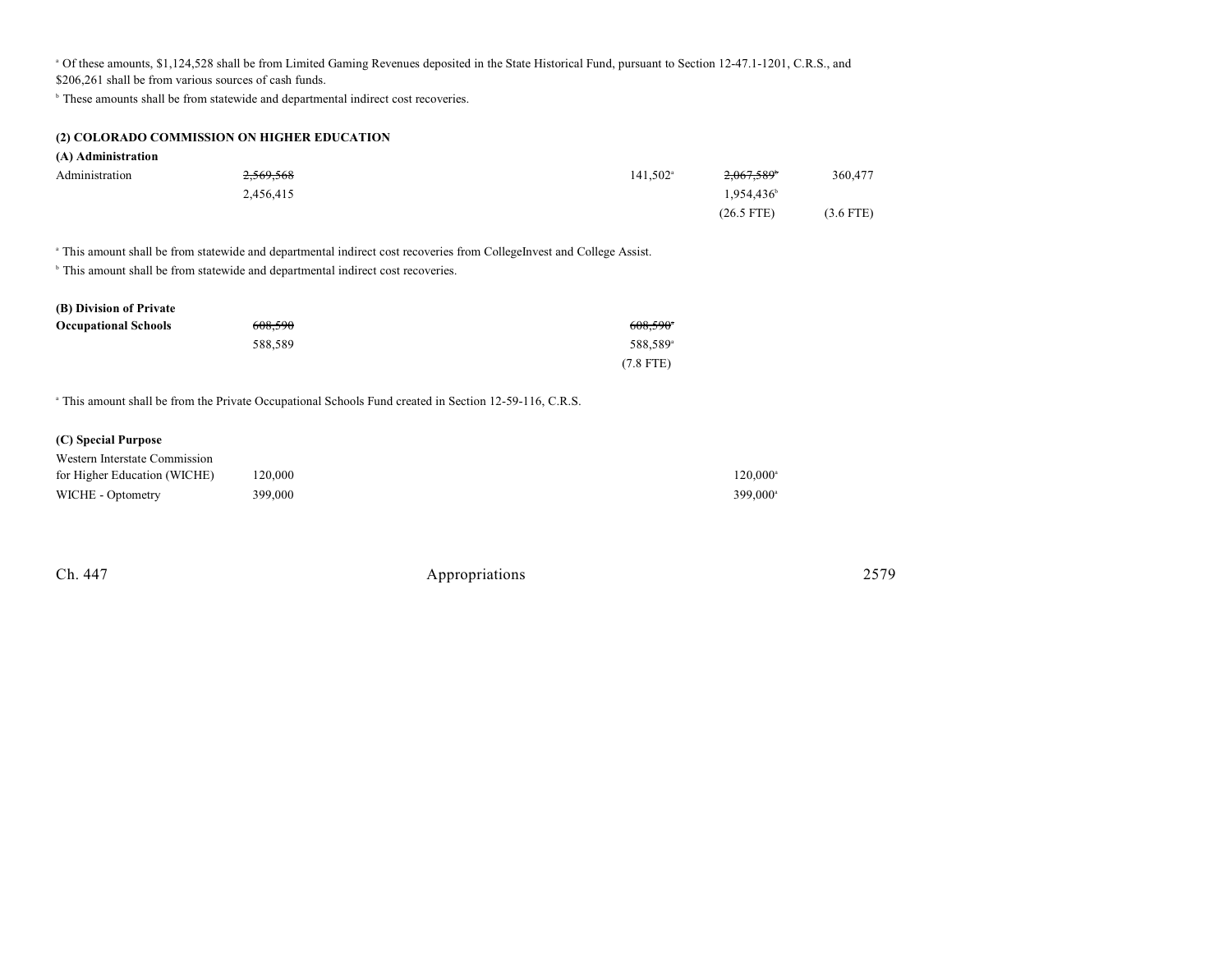[a] Of these amounts, $1,124,528 shall be from Limited Gaming Revenues deposited in the State Historical Fund, pursuant to Section 12-47.1-1201, C.R.S., and $206,261 shall be from various sources of cash funds.

[b] These amounts shall be from statewide and departmental indirect cost recoveries.

**(2) COLORADO COMMISSION ON HIGHER EDUCATION**

**(A) Administration**

| | | | | | |
|---|---|---|---|---|---|
| Administration | ~~2,569,568~~ | | 141,502[a] | ~~2,067,589~~[b] | 360,477 |
| | 2,456,415 | | | 1,954,436[b] | |
| | | | | (26.5 FTE) | (3.6 FTE) |

[a] This amount shall be from statewide and departmental indirect cost recoveries from CollegeInvest and College Assist.

[b] This amount shall be from statewide and departmental indirect cost recoveries.

| | | | | | |
|---|---|---|---|---|---|
| **(B) Division of Private Occupational Schools** | ~~608,590~~ | | ~~608,590~~[a] | | |
| | 588,589 | | 588,589[a] | | |
| | | | (7.8 FTE) | | |

[a] This amount shall be from the Private Occupational Schools Fund created in Section 12-59-116, C.R.S.

**(C) Special Purpose**

| | | | | | |
|---|---|---|---|---|---|
| Western Interstate Commission for Higher Education (WICHE) | 120,000 | | | 120,000[a] | |
| WICHE - Optometry | 399,000 | | | 399,000[a] | |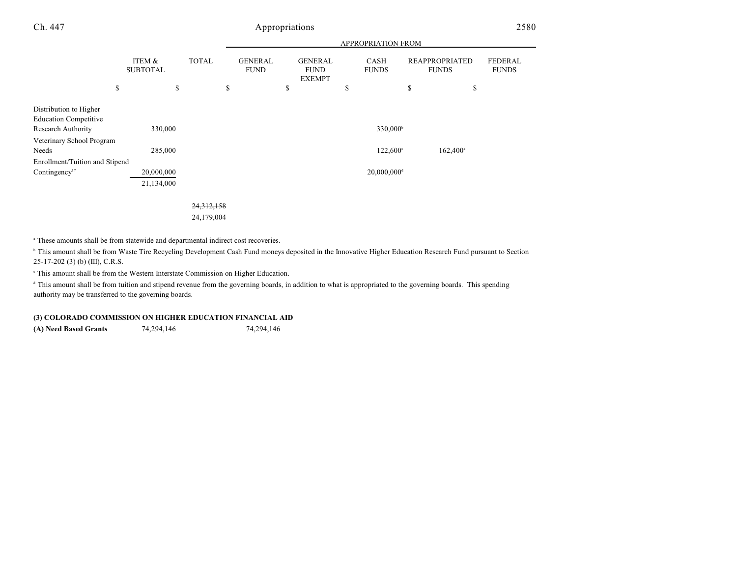| | ITEM & SUBTOTAL | TOTAL | GENERAL FUND | GENERAL FUND EXEMPT | CASH FUNDS | REAPPROPRIATED FUNDS | FEDERAL FUNDS |
|---|---|---|---|---|---|---|---|
| | $ | $ | $ | $ | $ | $ | $ |
| Distribution to Higher Education Competitive Research Authority | 330,000 | | | | 330,000[b] | | |
| Veterinary School Program Needs | 285,000 | | | | 122,600[c] | 162,400[a] | |
| Enrollment/Tuition and Stipend Contingency[17] | 20,000,000 | | | | 20,000,000[d] | | |
| | 21,134,000 | | | | | | |
| | | ~~24,312,158~~ | | | | | |
| | | 24,179,004 | | | | | |

[a] These amounts shall be from statewide and departmental indirect cost recoveries.

[b] This amount shall be from Waste Tire Recycling Development Cash Fund moneys deposited in the Innovative Higher Education Research Fund pursuant to Section 25-17-202 (3) (b) (III), C.R.S.

[c] This amount shall be from the Western Interstate Commission on Higher Education.

[d] This amount shall be from tuition and stipend revenue from the governing boards, in addition to what is appropriated to the governing boards. This spending authority may be transferred to the governing boards.

**(3) COLORADO COMMISSION ON HIGHER EDUCATION FINANCIAL AID**

| | ITEM & SUBTOTAL | TOTAL | GENERAL FUND | GENERAL FUND EXEMPT | CASH FUNDS | REAPPROPRIATED FUNDS | FEDERAL FUNDS |
|---|---|---|---|---|---|---|---|
| **(A) Need Based Grants** | 74,294,146 | | 74,294,146 | | | | |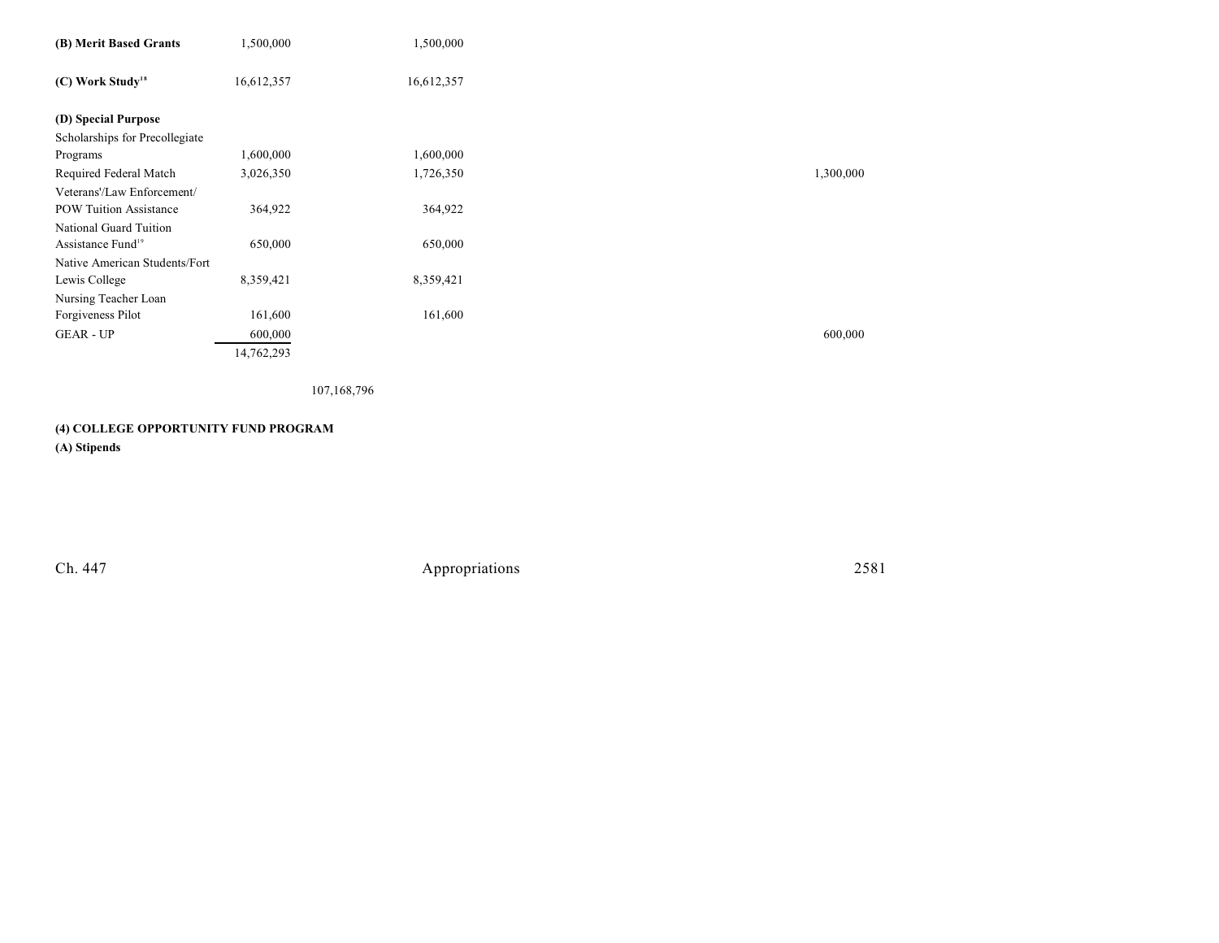| | | | | | | |
|---|---|---|---|---|---|---|
| **(B) Merit Based Grants** | 1,500,000 | | 1,500,000 | | | |
| **(C) Work Study**[18] | 16,612,357 | | 16,612,357 | | | |
| **(D) Special Purpose** | | | | | | |
| Scholarships for Precollegiate Programs | 1,600,000 | | 1,600,000 | | | |
| Required Federal Match | 3,026,350 | | 1,726,350 | | | 1,300,000 |
| Veterans'/Law Enforcement/ POW Tuition Assistance | 364,922 | | 364,922 | | | |
| National Guard Tuition Assistance Fund[19] | 650,000 | | 650,000 | | | |
| Native American Students/Fort Lewis College | 8,359,421 | | 8,359,421 | | | |
| Nursing Teacher Loan Forgiveness Pilot | 161,600 | | 161,600 | | | |
| GEAR - UP | 600,000 | | | | | 600,000 |
| | 14,762,293 | | | | | |
| | | 107,168,796 | | | | |

**(4) COLLEGE OPPORTUNITY FUND PROGRAM**

**(A) Stipends**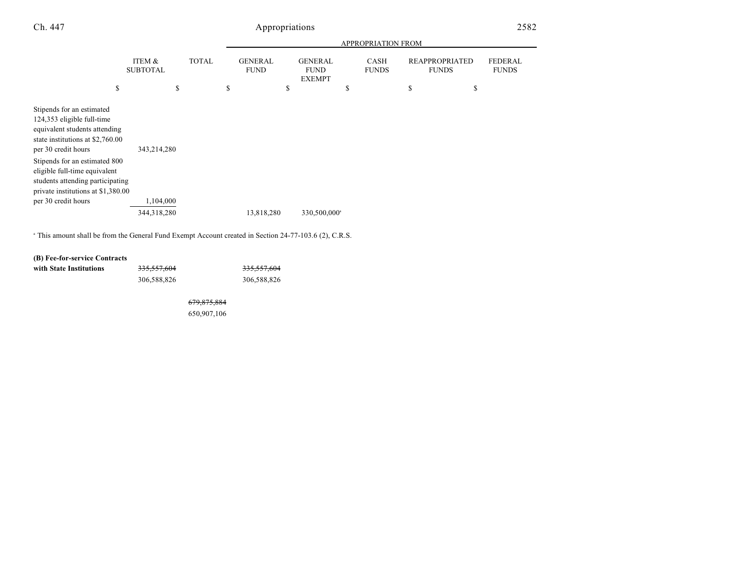| | ITEM & SUBTOTAL | TOTAL | GENERAL FUND | GENERAL FUND EXEMPT | CASH FUNDS | REAPPROPRIATED FUNDS | FEDERAL FUNDS |
|---|---|---|---|---|---|---|---|
| | | | APPROPRIATION FROM | | | | |
| | $ | $ | $ | $ | $ | $ | $ |
| Stipends for an estimated 124,353 eligible full-time equivalent students attending state institutions at $2,760.00 per 30 credit hours | 343,214,280 | | | | | | |
| Stipends for an estimated 800 eligible full-time equivalent students attending participating private institutions at $1,380.00 per 30 credit hours | 1,104,000 | | | | | | |
| | 344,318,280 | | 13,818,280 | 330,500,000[a] | | | |

[a] This amount shall be from the General Fund Exempt Account created in Section 24-77-103.6 (2), C.R.S.

| | ITEM & SUBTOTAL | TOTAL | GENERAL FUND | GENERAL FUND EXEMPT | CASH FUNDS | REAPPROPRIATED FUNDS | FEDERAL FUNDS |
|---|---|---|---|---|---|---|---|
| **(B) Fee-for-service Contracts with State Institutions** | ~~335,557,604~~ | | ~~335,557,604~~ | | | | |
| | 306,588,826 | | 306,588,826 | | | | |
| | | ~~679,875,884~~ | | | | | |
| | | 650,907,106 | | | | | |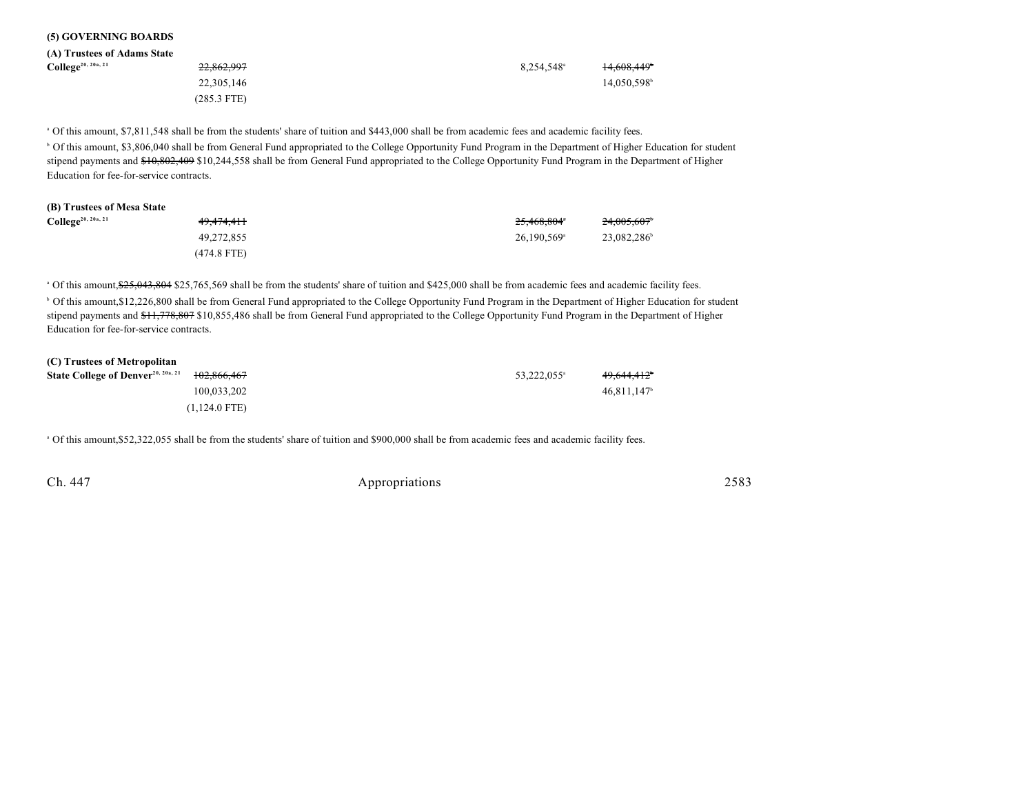**(5) GOVERNING BOARDS**

**(A) Trustees of Adams State College[20, 20a, 21]**

| | Total | | | Cash Funds | Cash Funds Exempt | |
|---|---|---|---|---|---|---|
| | ~~22,862,997~~ | | | 8,254,548[a] | ~~14,608,449~~[b] | |
| | 22,305,146 | | | | 14,050,598[b] | |
| | (285.3 FTE) | | | | | |

[a] Of this amount, $7,811,548 shall be from the students' share of tuition and $443,000 shall be from academic fees and academic facility fees.

[b] Of this amount, $3,806,040 shall be from General Fund appropriated to the College Opportunity Fund Program in the Department of Higher Education for student stipend payments and ~~$10,802,409~~ $10,244,558 shall be from General Fund appropriated to the College Opportunity Fund Program in the Department of Higher Education for fee-for-service contracts.

**(B) Trustees of Mesa State College[20, 20a, 21]**

| | Total | | | Cash Funds | Cash Funds Exempt | |
|---|---|---|---|---|---|---|
| | ~~49,474,411~~ | | | ~~25,468,804~~[a] | ~~24,005,607~~[b] | |
| | 49,272,855 | | | 26,190,569[a] | 23,082,286[b] | |
| | (474.8 FTE) | | | | | |

[a] Of this amount, ~~$25,043,804~~ $25,765,569 shall be from the students' share of tuition and $425,000 shall be from academic fees and academic facility fees.

[b] Of this amount, $12,226,800 shall be from General Fund appropriated to the College Opportunity Fund Program in the Department of Higher Education for student stipend payments and ~~$11,778,807~~ $10,855,486 shall be from General Fund appropriated to the College Opportunity Fund Program in the Department of Higher Education for fee-for-service contracts.

**(C) Trustees of Metropolitan State College of Denver[20, 20a, 21]**

| | Total | | | Cash Funds | Cash Funds Exempt | |
|---|---|---|---|---|---|---|
| | ~~102,866,467~~ | | | 53,222,055[a] | ~~49,644,412~~[b] | |
| | 100,033,202 | | | | 46,811,147[b] | |
| | (1,124.0 FTE) | | | | | |

[a] Of this amount, $52,322,055 shall be from the students' share of tuition and $900,000 shall be from academic fees and academic facility fees.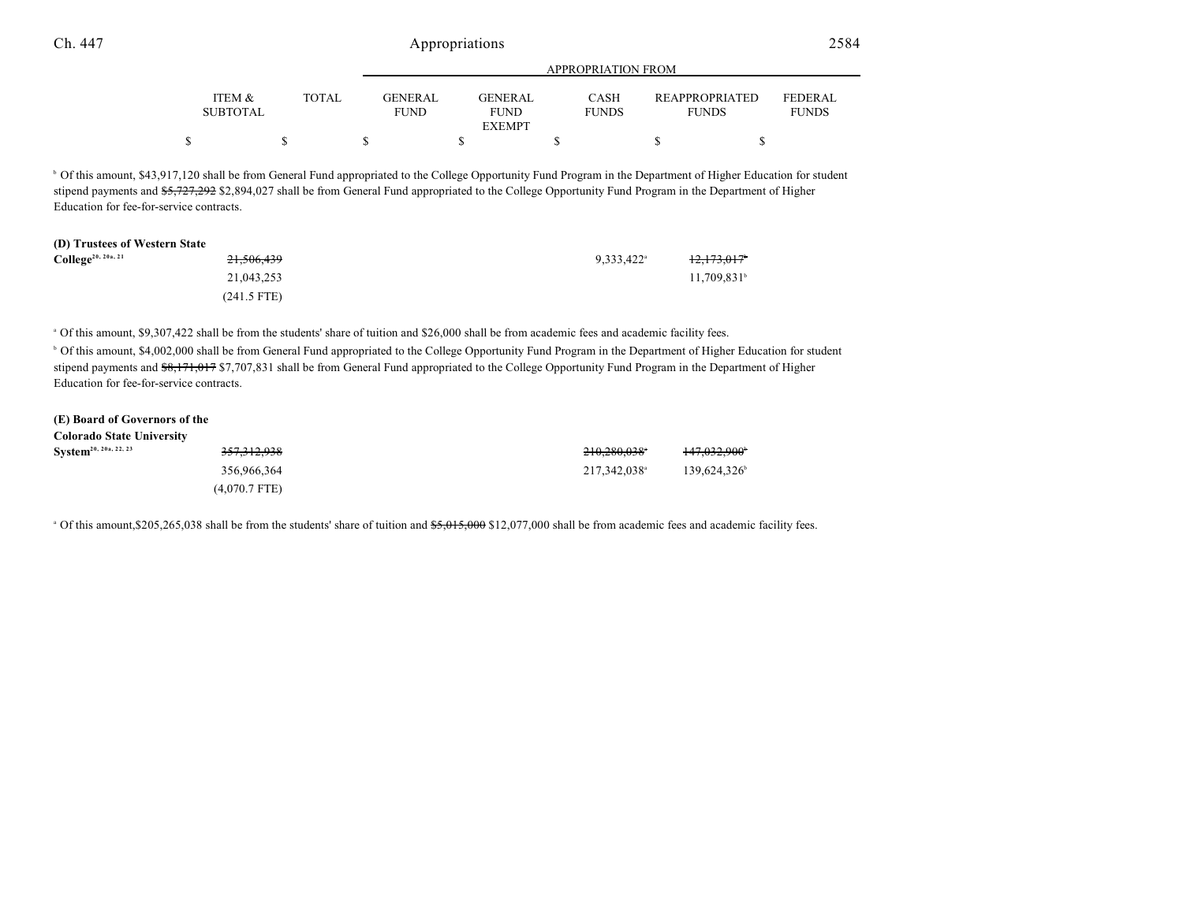| | ITEM & SUBTOTAL | TOTAL | GENERAL FUND | GENERAL FUND EXEMPT | CASH FUNDS | REAPPROPRIATED FUNDS | FEDERAL FUNDS |
|---|---|---|---|---|---|---|---|
| | $ | $ | $ | $ | $ | $ | $ |

[b] Of this amount, $43,917,120 shall be from General Fund appropriated to the College Opportunity Fund Program in the Department of Higher Education for student stipend payments and ~~$5,727,292~~ $2,894,027 shall be from General Fund appropriated to the College Opportunity Fund Program in the Department of Higher Education for fee-for-service contracts.

| | ITEM & SUBTOTAL | TOTAL | GENERAL FUND | GENERAL FUND EXEMPT | CASH FUNDS | REAPPROPRIATED FUNDS | FEDERAL FUNDS |
|---|---|---|---|---|---|---|---|
| **(D) Trustees of Western State College**[20, 20a, 21] | ~~21,506,439~~ | | | | 9,333,422[a] | ~~12,173,017~~[b] | |
| | 21,043,253 | | | | | 11,709,831[b] | |
| | (241.5 FTE) | | | | | | |

[a] Of this amount, $9,307,422 shall be from the students' share of tuition and $26,000 shall be from academic fees and academic facility fees.

[b] Of this amount, $4,002,000 shall be from General Fund appropriated to the College Opportunity Fund Program in the Department of Higher Education for student stipend payments and ~~$8,171,017~~ $7,707,831 shall be from General Fund appropriated to the College Opportunity Fund Program in the Department of Higher Education for fee-for-service contracts.

| | ITEM & SUBTOTAL | TOTAL | GENERAL FUND | GENERAL FUND EXEMPT | CASH FUNDS | REAPPROPRIATED FUNDS | FEDERAL FUNDS |
|---|---|---|---|---|---|---|---|
| **(E) Board of Governors of the Colorado State University System**[20, 20a, 22, 23] | ~~357,312,938~~ | | | | ~~210,280,038~~[a] | ~~147,032,900~~[b] | |
| | 356,966,364 | | | | 217,342,038[a] | 139,624,326[b] | |
| | (4,070.7 FTE) | | | | | | |

[a] Of this amount,$205,265,038 shall be from the students' share of tuition and ~~$5,015,000~~ $12,077,000 shall be from academic fees and academic facility fees.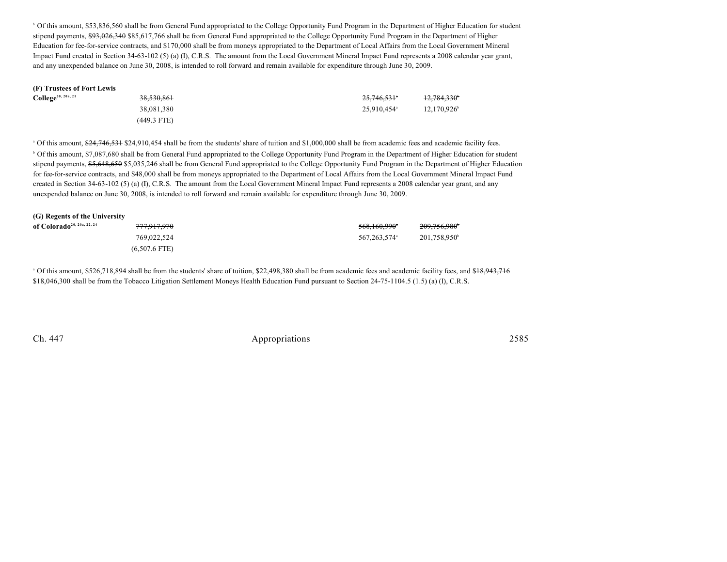[b] Of this amount, $53,836,560 shall be from General Fund appropriated to the College Opportunity Fund Program in the Department of Higher Education for student stipend payments, ~~$93,026,340~~ $85,617,766 shall be from General Fund appropriated to the College Opportunity Fund Program in the Department of Higher Education for fee-for-service contracts, and $170,000 shall be from moneys appropriated to the Department of Local Affairs from the Local Government Mineral Impact Fund created in Section 34-63-102 (5) (a) (I), C.R.S. The amount from the Local Government Mineral Impact Fund represents a 2008 calendar year grant, and any unexpended balance on June 30, 2008, is intended to roll forward and remain available for expenditure through June 30, 2009.

| | | | |
|---|---|---|---|
| **(F) Trustees of Fort Lewis College**[20, 20a, 21] | ~~38,530,861~~ | ~~25,746,531~~[a] | ~~12,784,330~~[b] |
| | 38,081,380 | 25,910,454[a] | 12,170,926[b] |
| | (449.3 FTE) | | |

[a] Of this amount, ~~$24,746,531~~ $24,910,454 shall be from the students' share of tuition and $1,000,000 shall be from academic fees and academic facility fees.

[b] Of this amount, $7,087,680 shall be from General Fund appropriated to the College Opportunity Fund Program in the Department of Higher Education for student stipend payments, ~~$5,648,650~~ $5,035,246 shall be from General Fund appropriated to the College Opportunity Fund Program in the Department of Higher Education for fee-for-service contracts, and $48,000 shall be from moneys appropriated to the Department of Local Affairs from the Local Government Mineral Impact Fund created in Section 34-63-102 (5) (a) (I), C.R.S. The amount from the Local Government Mineral Impact Fund represents a 2008 calendar year grant, and any unexpended balance on June 30, 2008, is intended to roll forward and remain available for expenditure through June 30, 2009.

| | | | |
|---|---|---|---|
| **(G) Regents of the University of Colorado**[20, 20a, 22, 24] | ~~777,917,970~~ | ~~568,160,990~~[a] | ~~209,756,980~~[b] |
| | 769,022,524 | 567,263,574[a] | 201,758,950[b] |
| | (6,507.6 FTE) | | |

[a] Of this amount, $526,718,894 shall be from the students' share of tuition, $22,498,380 shall be from academic fees and academic facility fees, and ~~$18,943,716~~ $18,046,300 shall be from the Tobacco Litigation Settlement Moneys Health Education Fund pursuant to Section 24-75-1104.5 (1.5) (a) (I), C.R.S.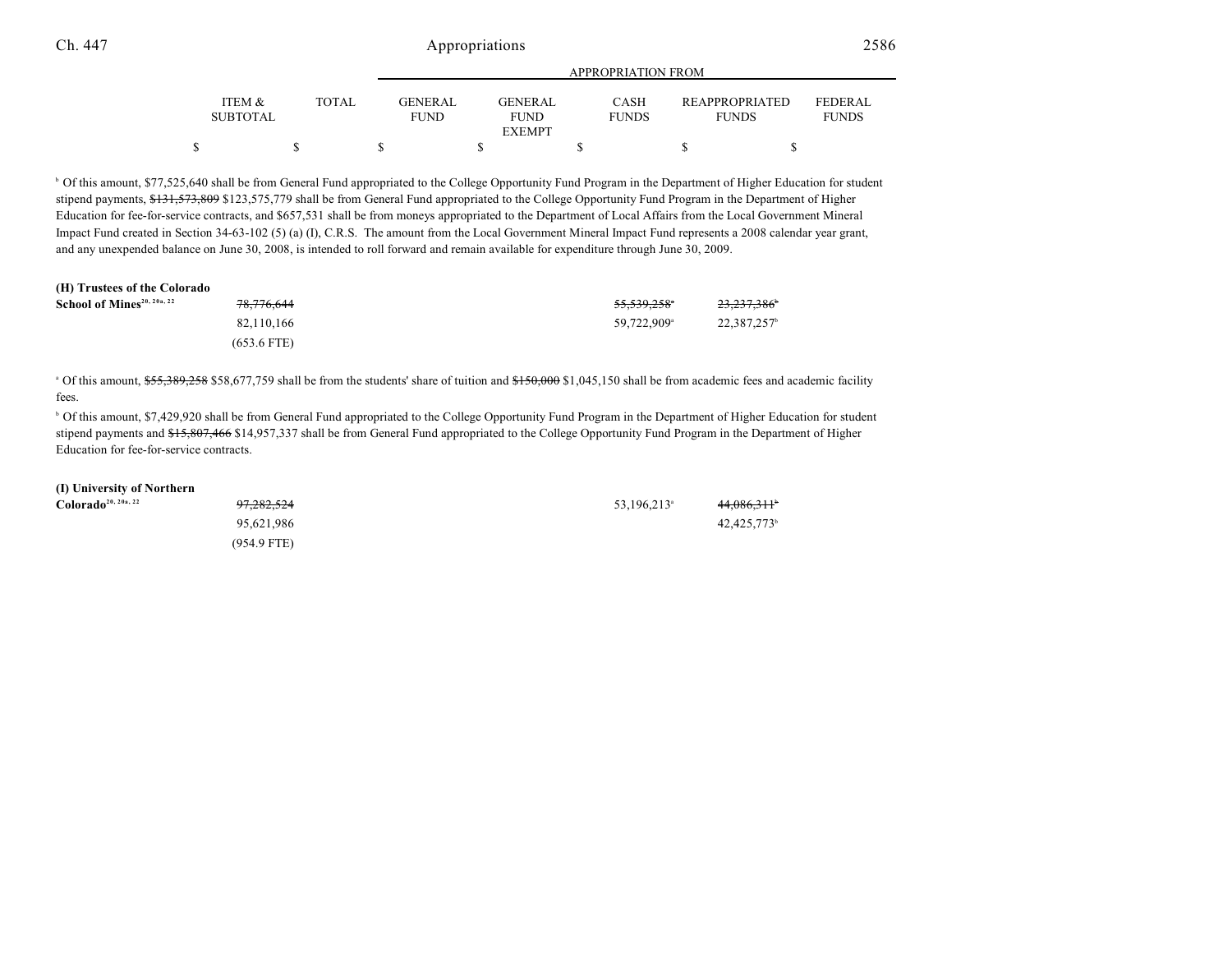| | ITEM & SUBTOTAL | TOTAL | APPROPRIATION FROM GENERAL FUND | GENERAL FUND EXEMPT | CASH FUNDS | REAPPROPRIATED FUNDS | FEDERAL FUNDS |
|---|---|---|---|---|---|---|---|
| | $ | $ | $ | $ | $ | $ | $ |

[b] Of this amount, $77,525,640 shall be from General Fund appropriated to the College Opportunity Fund Program in the Department of Higher Education for student stipend payments, ~~$131,573,809~~ $123,575,779 shall be from General Fund appropriated to the College Opportunity Fund Program in the Department of Higher Education for fee-for-service contracts, and $657,531 shall be from moneys appropriated to the Department of Local Affairs from the Local Government Mineral Impact Fund created in Section 34-63-102 (5) (a) (I), C.R.S. The amount from the Local Government Mineral Impact Fund represents a 2008 calendar year grant, and any unexpended balance on June 30, 2008, is intended to roll forward and remain available for expenditure through June 30, 2009.

| | ITEM & SUBTOTAL | TOTAL | GENERAL FUND | GENERAL FUND EXEMPT | CASH FUNDS | REAPPROPRIATED FUNDS | FEDERAL FUNDS |
|---|---|---|---|---|---|---|---|
| **(H) Trustees of the Colorado School of Mines**[20, 20a, 22] | ~~78,776,644~~ | | | | ~~55,539,258~~[a] | ~~23,237,386~~[b] | |
| | 82,110,166 | | | | 59,722,909[a] | 22,387,257[b] | |
| | (653.6 FTE) | | | | | | |

[a] Of this amount, ~~$55,389,258~~ $58,677,759 shall be from the students' share of tuition and ~~$150,000~~ $1,045,150 shall be from academic fees and academic facility fees.

[b] Of this amount, $7,429,920 shall be from General Fund appropriated to the College Opportunity Fund Program in the Department of Higher Education for student stipend payments and ~~$15,807,466~~ $14,957,337 shall be from General Fund appropriated to the College Opportunity Fund Program in the Department of Higher Education for fee-for-service contracts.

| | ITEM & SUBTOTAL | TOTAL | GENERAL FUND | GENERAL FUND EXEMPT | CASH FUNDS | REAPPROPRIATED FUNDS | FEDERAL FUNDS |
|---|---|---|---|---|---|---|---|
| **(I) University of Northern Colorado**[20, 20a, 22] | ~~97,282,524~~ | | | | 53,196,213[a] | ~~44,086,311~~[b] | |
| | 95,621,986 | | | | | 42,425,773[b] | |
| | (954.9 FTE) | | | | | | |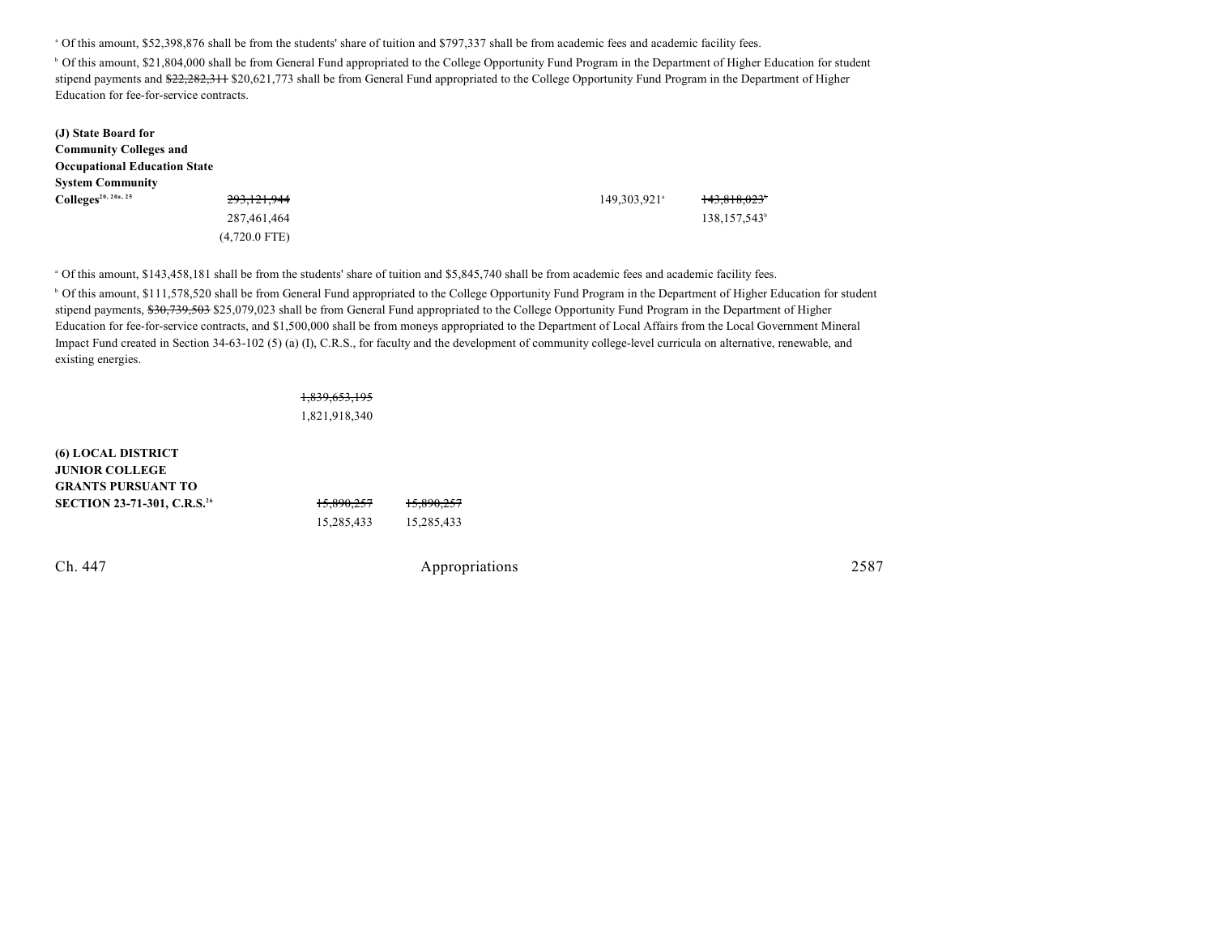[a] Of this amount, $52,398,876 shall be from the students' share of tuition and $797,337 shall be from academic fees and academic facility fees.

[b] Of this amount, $21,804,000 shall be from General Fund appropriated to the College Opportunity Fund Program in the Department of Higher Education for student stipend payments and ~~$22,282,311~~ $20,621,773 shall be from General Fund appropriated to the College Opportunity Fund Program in the Department of Higher Education for fee-for-service contracts.

| | | | | | |
|---|---|---|---|---|---|
| **(J) State Board for Community Colleges and Occupational Education State System Community Colleges**[20, 20a, 25] | ~~293,121,944~~ | | | 149,303,921[a] | ~~143,818,023~~[b] |
| | 287,461,464 | | | | 138,157,543[b] |
| | (4,720.0 FTE) | | | | |

[a] Of this amount, $143,458,181 shall be from the students' share of tuition and $5,845,740 shall be from academic fees and academic facility fees.

[b] Of this amount, $111,578,520 shall be from General Fund appropriated to the College Opportunity Fund Program in the Department of Higher Education for student stipend payments, ~~$30,739,503~~ $25,079,023 shall be from General Fund appropriated to the College Opportunity Fund Program in the Department of Higher Education for fee-for-service contracts, and $1,500,000 shall be from moneys appropriated to the Department of Local Affairs from the Local Government Mineral Impact Fund created in Section 34-63-102 (5) (a) (I), C.R.S., for faculty and the development of community college-level curricula on alternative, renewable, and existing energies.

| | | |
|---|---|---|
| | ~~1,839,653,195~~ | |
| | 1,821,918,340 | |
| **(6) LOCAL DISTRICT JUNIOR COLLEGE GRANTS PURSUANT TO SECTION 23-71-301, C.R.S.**[26] | ~~15,890,257~~ | ~~15,890,257~~ |
| | 15,285,433 | 15,285,433 |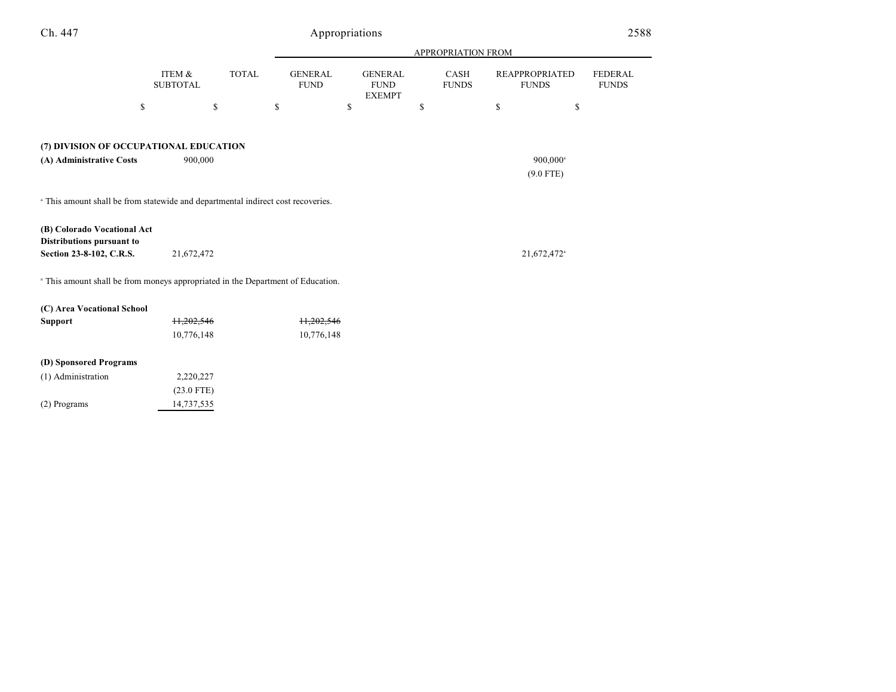| | ITEM & SUBTOTAL | TOTAL | GENERAL FUND | GENERAL FUND EXEMPT | CASH FUNDS | REAPPROPRIATED FUNDS | FEDERAL FUNDS |
|---|---|---|---|---|---|---|---|
| | | | APPROPRIATION FROM | | | | |
| | $ | $ | $ | $ | $ | $ | $ |
| **(7) DIVISION OF OCCUPATIONAL EDUCATION** | | | | | | | |
| **(A) Administrative Costs** | 900,000 | | | | | 900,000[a] | |
| | | | | | | (9.0 FTE) | |

[a] This amount shall be from statewide and departmental indirect cost recoveries.

| | ITEM & SUBTOTAL | TOTAL | GENERAL FUND | GENERAL FUND EXEMPT | CASH FUNDS | REAPPROPRIATED FUNDS | FEDERAL FUNDS |
|---|---|---|---|---|---|---|---|
| **(B) Colorado Vocational Act Distributions pursuant to Section 23-8-102, C.R.S.** | 21,672,472 | | | | | 21,672,472[a] | |

[a] This amount shall be from moneys appropriated in the Department of Education.

| | ITEM & SUBTOTAL | TOTAL | GENERAL FUND | GENERAL FUND EXEMPT | CASH FUNDS | REAPPROPRIATED FUNDS | FEDERAL FUNDS |
|---|---|---|---|---|---|---|---|
| **(C) Area Vocational School Support** | ~~11,202,546~~ | | ~~11,202,546~~ | | | | |
| | 10,776,148 | | 10,776,148 | | | | |
| **(D) Sponsored Programs** | | | | | | | |
| (1) Administration | 2,220,227 | | | | | | |
| | (23.0 FTE) | | | | | | |
| (2) Programs | 14,737,535 | | | | | | |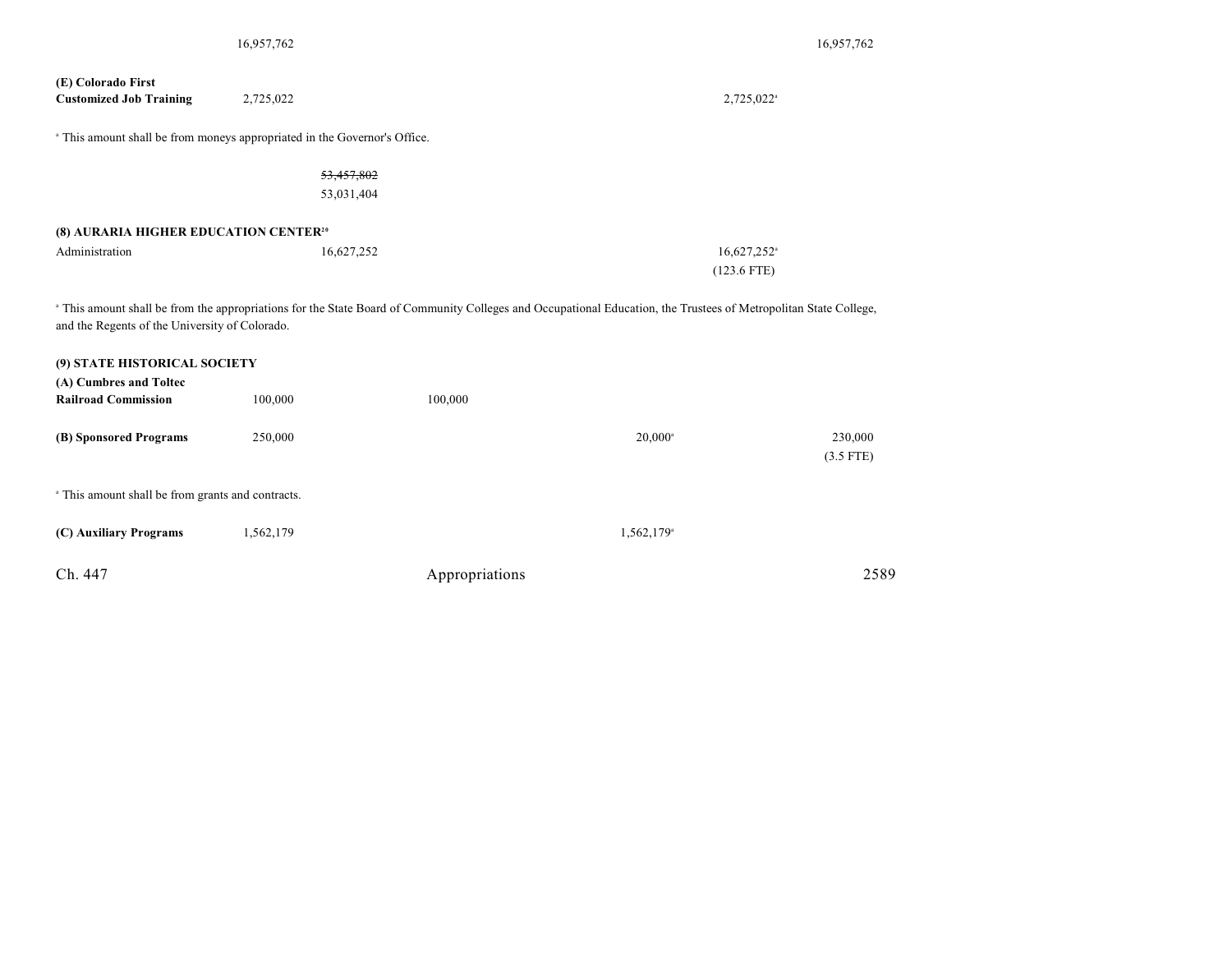| | | | | | |
|---|---|---|---|---|---|
| | 16,957,762 | | | | 16,957,762 |
| **(E) Colorado First Customized Job Training** | 2,725,022 | | | 2,725,022[a] | |

[a] This amount shall be from moneys appropriated in the Governor's Office.

| | | | | | |
|---|---|---|---|---|---|
| | | ~~53,457,802~~ 53,031,404 | | | |

**(8) AURARIA HIGHER EDUCATION CENTER[20]**

| | | | | | |
|---|---|---|---|---|---|
| Administration | | 16,627,252 | | 16,627,252[a] (123.6 FTE) | |

[a] This amount shall be from the appropriations for the State Board of Community Colleges and Occupational Education, the Trustees of Metropolitan State College, and the Regents of the University of Colorado.

**(9) STATE HISTORICAL SOCIETY**

| | | | | | |
|---|---|---|---|---|---|
| **(A) Cumbres and Toltec Railroad Commission** | 100,000 | | 100,000 | | |
| **(B) Sponsored Programs** | 250,000 | | | 20,000[a] | 230,000 (3.5 FTE) |

[a] This amount shall be from grants and contracts.

| | | | | | |
|---|---|---|---|---|---|
| **(C) Auxiliary Programs** | 1,562,179 | | | 1,562,179[a] | |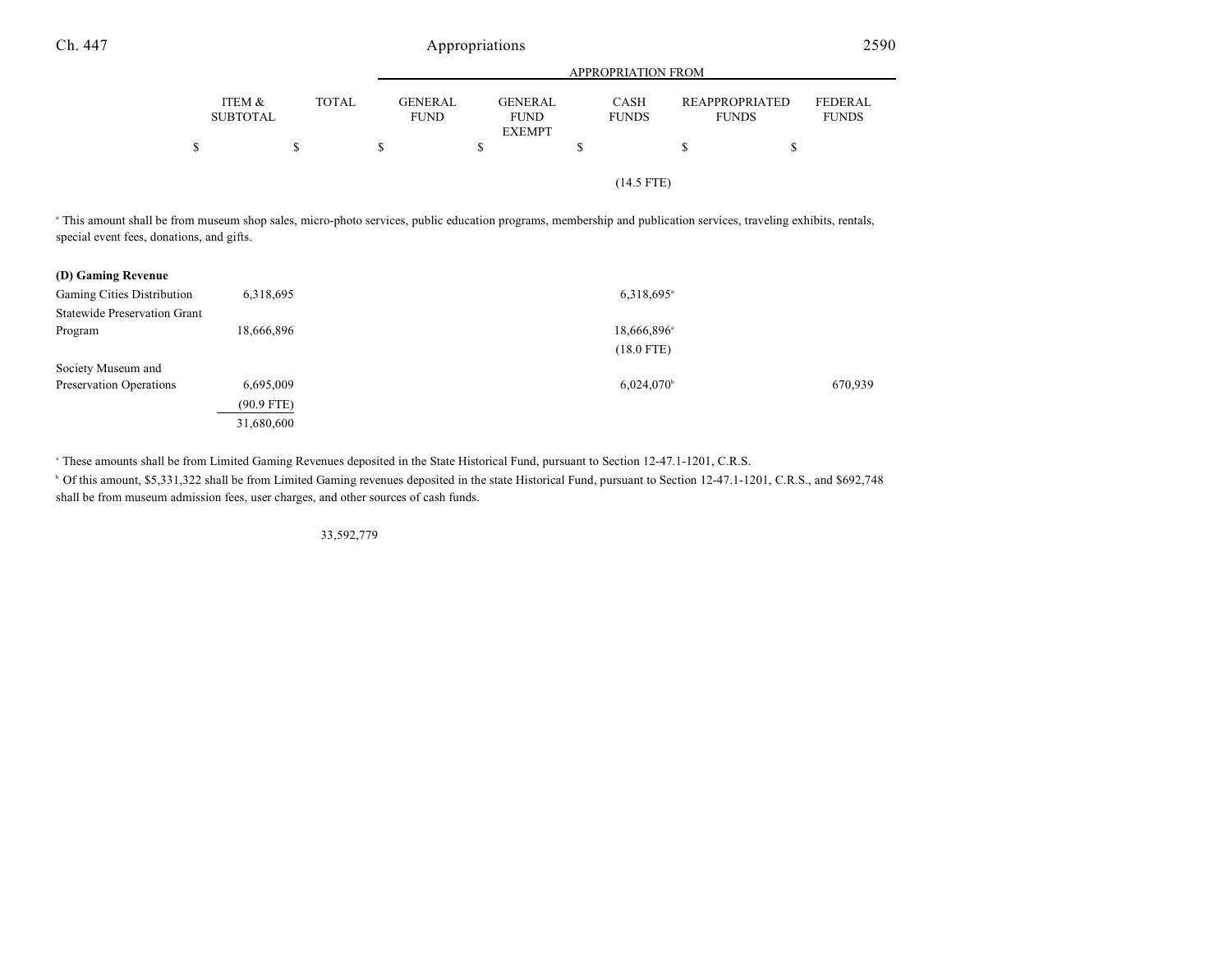| | ITEM & SUBTOTAL | TOTAL | GENERAL FUND | GENERAL FUND EXEMPT | CASH FUNDS | REAPPROPRIATED FUNDS | FEDERAL FUNDS |
|---|---|---|---|---|---|---|---|
| | $ | $ | $ | $ | $ | $ | $ |
| | | | | | (14.5 FTE) | | |

[a] This amount shall be from museum shop sales, micro-photo services, public education programs, membership and publication services, traveling exhibits, rentals, special event fees, donations, and gifts.

| | ITEM & SUBTOTAL | TOTAL | GENERAL FUND | GENERAL FUND EXEMPT | CASH FUNDS | REAPPROPRIATED FUNDS | FEDERAL FUNDS |
|---|---|---|---|---|---|---|---|
| **(D) Gaming Revenue** | | | | | | | |
| Gaming Cities Distribution | 6,318,695 | | | | 6,318,695[a] | | |
| Statewide Preservation Grant Program | 18,666,896 | | | | 18,666,896[a] | | |
| | | | | | (18.0 FTE) | | |
| Society Museum and Preservation Operations | 6,695,009 | | | | 6,024,070[b] | | 670,939 |
| | (90.9 FTE) | | | | | | |
| | 31,680,600 | | | | | | |

[a] These amounts shall be from Limited Gaming Revenues deposited in the State Historical Fund, pursuant to Section 12-47.1-1201, C.R.S.

[b] Of this amount, $5,331,322 shall be from Limited Gaming revenues deposited in the state Historical Fund, pursuant to Section 12-47.1-1201, C.R.S., and $692,748 shall be from museum admission fees, user charges, and other sources of cash funds.

| | ITEM & SUBTOTAL | TOTAL | GENERAL FUND | GENERAL FUND EXEMPT | CASH FUNDS | REAPPROPRIATED FUNDS | FEDERAL FUNDS |
|---|---|---|---|---|---|---|---|
| | | 33,592,779 | | | | | |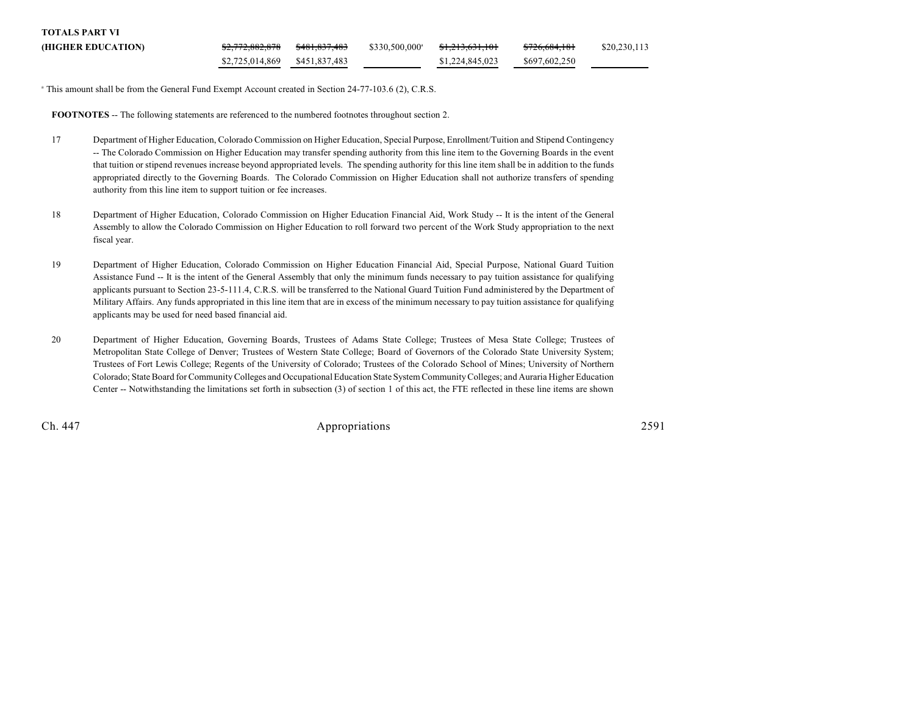| | | | | | | |
|---|---|---|---|---|---|---|
| **TOTALS PART VI** | | | | | | |
| **(HIGHER EDUCATION)** | ~~$2,772,882,878~~ | ~~$481,837,483~~ | $330,500,000[a] | ~~$1,213,631,101~~ | ~~$726,684,181~~ | $20,230,113 |
| | $2,725,014,869 | $451,837,483 | | $1,224,845,023 | $697,602,250 | |

[a] This amount shall be from the General Fund Exempt Account created in Section 24-77-103.6 (2), C.R.S.

**FOOTNOTES** -- The following statements are referenced to the numbered footnotes throughout section 2.

17 Department of Higher Education, Colorado Commission on Higher Education, Special Purpose, Enrollment/Tuition and Stipend Contingency -- The Colorado Commission on Higher Education may transfer spending authority from this line item to the Governing Boards in the event that tuition or stipend revenues increase beyond appropriated levels. The spending authority for this line item shall be in addition to the funds appropriated directly to the Governing Boards. The Colorado Commission on Higher Education shall not authorize transfers of spending authority from this line item to support tuition or fee increases.

18 Department of Higher Education, Colorado Commission on Higher Education Financial Aid, Work Study -- It is the intent of the General Assembly to allow the Colorado Commission on Higher Education to roll forward two percent of the Work Study appropriation to the next fiscal year.

19 Department of Higher Education, Colorado Commission on Higher Education Financial Aid, Special Purpose, National Guard Tuition Assistance Fund -- It is the intent of the General Assembly that only the minimum funds necessary to pay tuition assistance for qualifying applicants pursuant to Section 23-5-111.4, C.R.S. will be transferred to the National Guard Tuition Fund administered by the Department of Military Affairs. Any funds appropriated in this line item that are in excess of the minimum necessary to pay tuition assistance for qualifying applicants may be used for need based financial aid.

20 Department of Higher Education, Governing Boards, Trustees of Adams State College; Trustees of Mesa State College; Trustees of Metropolitan State College of Denver; Trustees of Western State College; Board of Governors of the Colorado State University System; Trustees of Fort Lewis College; Regents of the University of Colorado; Trustees of the Colorado School of Mines; University of Northern Colorado; State Board for Community Colleges and Occupational Education State System Community Colleges; and Auraria Higher Education Center -- Notwithstanding the limitations set forth in subsection (3) of section 1 of this act, the FTE reflected in these line items are shown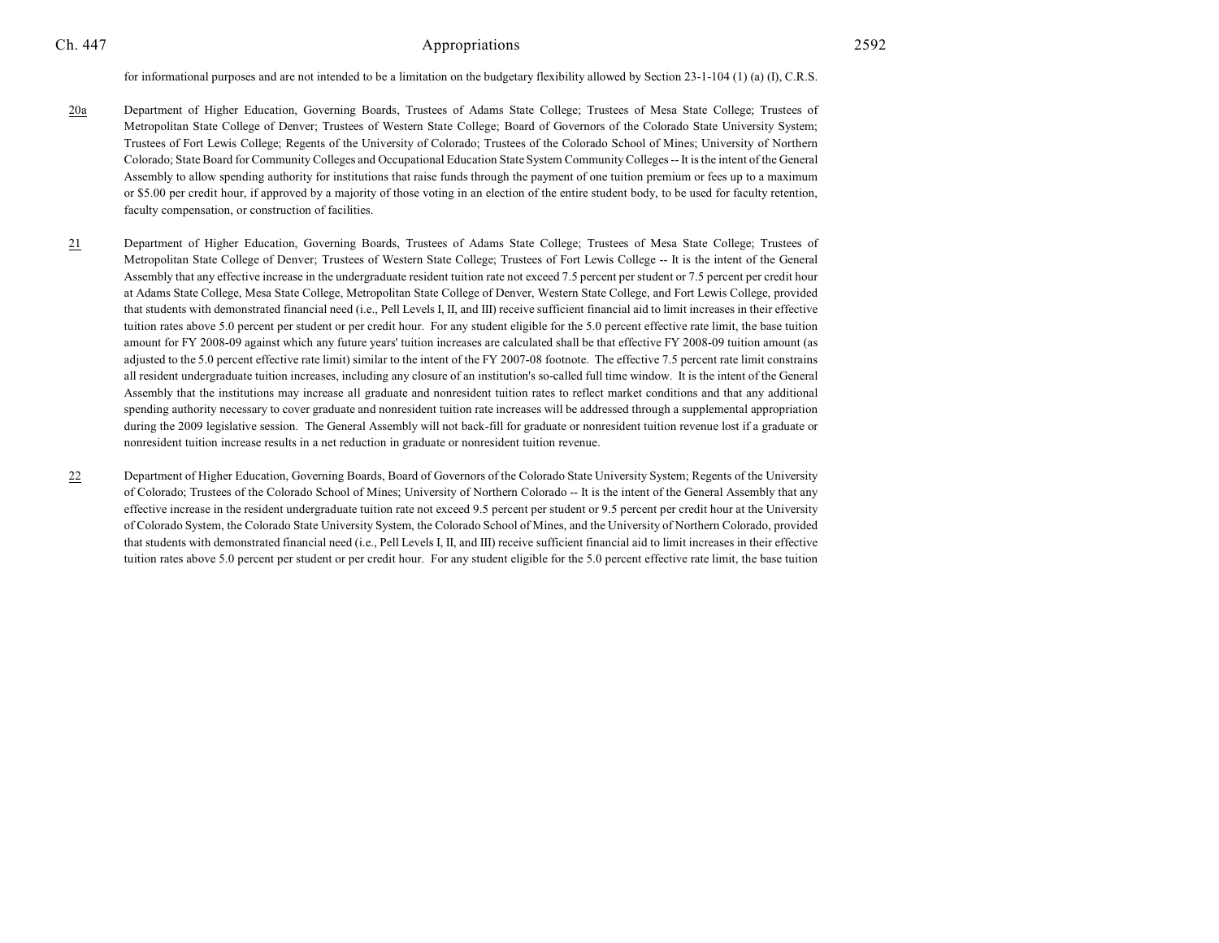for informational purposes and are not intended to be a limitation on the budgetary flexibility allowed by Section 23-1-104 (1) (a) (I), C.R.S.

20a Department of Higher Education, Governing Boards, Trustees of Adams State College; Trustees of Mesa State College; Trustees of Metropolitan State College of Denver; Trustees of Western State College; Board of Governors of the Colorado State University System; Trustees of Fort Lewis College; Regents of the University of Colorado; Trustees of the Colorado School of Mines; University of Northern Colorado; State Board for Community Colleges and Occupational Education State System Community Colleges -- It is the intent of the General Assembly to allow spending authority for institutions that raise funds through the payment of one tuition premium or fees up to a maximum or $5.00 per credit hour, if approved by a majority of those voting in an election of the entire student body, to be used for faculty retention, faculty compensation, or construction of facilities.

21 Department of Higher Education, Governing Boards, Trustees of Adams State College; Trustees of Mesa State College; Trustees of Metropolitan State College of Denver; Trustees of Western State College; Trustees of Fort Lewis College -- It is the intent of the General Assembly that any effective increase in the undergraduate resident tuition rate not exceed 7.5 percent per student or 7.5 percent per credit hour at Adams State College, Mesa State College, Metropolitan State College of Denver, Western State College, and Fort Lewis College, provided that students with demonstrated financial need (i.e., Pell Levels I, II, and III) receive sufficient financial aid to limit increases in their effective tuition rates above 5.0 percent per student or per credit hour. For any student eligible for the 5.0 percent effective rate limit, the base tuition amount for FY 2008-09 against which any future years' tuition increases are calculated shall be that effective FY 2008-09 tuition amount (as adjusted to the 5.0 percent effective rate limit) similar to the intent of the FY 2007-08 footnote. The effective 7.5 percent rate limit constrains all resident undergraduate tuition increases, including any closure of an institution's so-called full time window. It is the intent of the General Assembly that the institutions may increase all graduate and nonresident tuition rates to reflect market conditions and that any additional spending authority necessary to cover graduate and nonresident tuition rate increases will be addressed through a supplemental appropriation during the 2009 legislative session. The General Assembly will not back-fill for graduate or nonresident tuition revenue lost if a graduate or nonresident tuition increase results in a net reduction in graduate or nonresident tuition revenue.

22 Department of Higher Education, Governing Boards, Board of Governors of the Colorado State University System; Regents of the University of Colorado; Trustees of the Colorado School of Mines; University of Northern Colorado -- It is the intent of the General Assembly that any effective increase in the resident undergraduate tuition rate not exceed 9.5 percent per student or 9.5 percent per credit hour at the University of Colorado System, the Colorado State University System, the Colorado School of Mines, and the University of Northern Colorado, provided that students with demonstrated financial need (i.e., Pell Levels I, II, and III) receive sufficient financial aid to limit increases in their effective tuition rates above 5.0 percent per student or per credit hour. For any student eligible for the 5.0 percent effective rate limit, the base tuition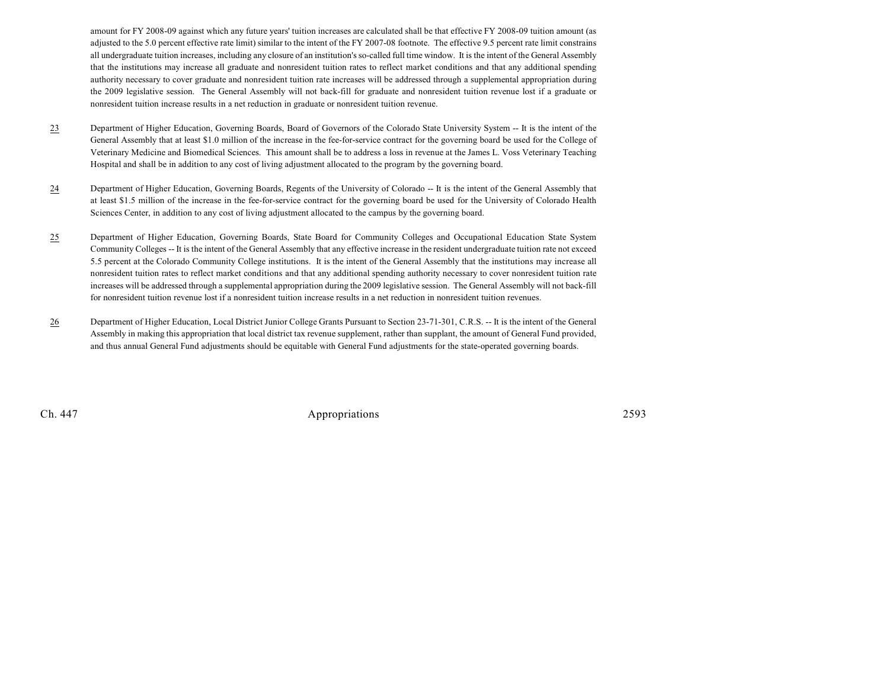amount for FY 2008-09 against which any future years' tuition increases are calculated shall be that effective FY 2008-09 tuition amount (as adjusted to the 5.0 percent effective rate limit) similar to the intent of the FY 2007-08 footnote. The effective 9.5 percent rate limit constrains all undergraduate tuition increases, including any closure of an institution's so-called full time window. It is the intent of the General Assembly that the institutions may increase all graduate and nonresident tuition rates to reflect market conditions and that any additional spending authority necessary to cover graduate and nonresident tuition rate increases will be addressed through a supplemental appropriation during the 2009 legislative session. The General Assembly will not back-fill for graduate and nonresident tuition revenue lost if a graduate or nonresident tuition increase results in a net reduction in graduate or nonresident tuition revenue.

23 Department of Higher Education, Governing Boards, Board of Governors of the Colorado State University System -- It is the intent of the General Assembly that at least $1.0 million of the increase in the fee-for-service contract for the governing board be used for the College of Veterinary Medicine and Biomedical Sciences. This amount shall be to address a loss in revenue at the James L. Voss Veterinary Teaching Hospital and shall be in addition to any cost of living adjustment allocated to the program by the governing board.

24 Department of Higher Education, Governing Boards, Regents of the University of Colorado -- It is the intent of the General Assembly that at least $1.5 million of the increase in the fee-for-service contract for the governing board be used for the University of Colorado Health Sciences Center, in addition to any cost of living adjustment allocated to the campus by the governing board.

25 Department of Higher Education, Governing Boards, State Board for Community Colleges and Occupational Education State System Community Colleges -- It is the intent of the General Assembly that any effective increase in the resident undergraduate tuition rate not exceed 5.5 percent at the Colorado Community College institutions. It is the intent of the General Assembly that the institutions may increase all nonresident tuition rates to reflect market conditions and that any additional spending authority necessary to cover nonresident tuition rate increases will be addressed through a supplemental appropriation during the 2009 legislative session. The General Assembly will not back-fill for nonresident tuition revenue lost if a nonresident tuition increase results in a net reduction in nonresident tuition revenues.

26 Department of Higher Education, Local District Junior College Grants Pursuant to Section 23-71-301, C.R.S. -- It is the intent of the General Assembly in making this appropriation that local district tax revenue supplement, rather than supplant, the amount of General Fund provided, and thus annual General Fund adjustments should be equitable with General Fund adjustments for the state-operated governing boards.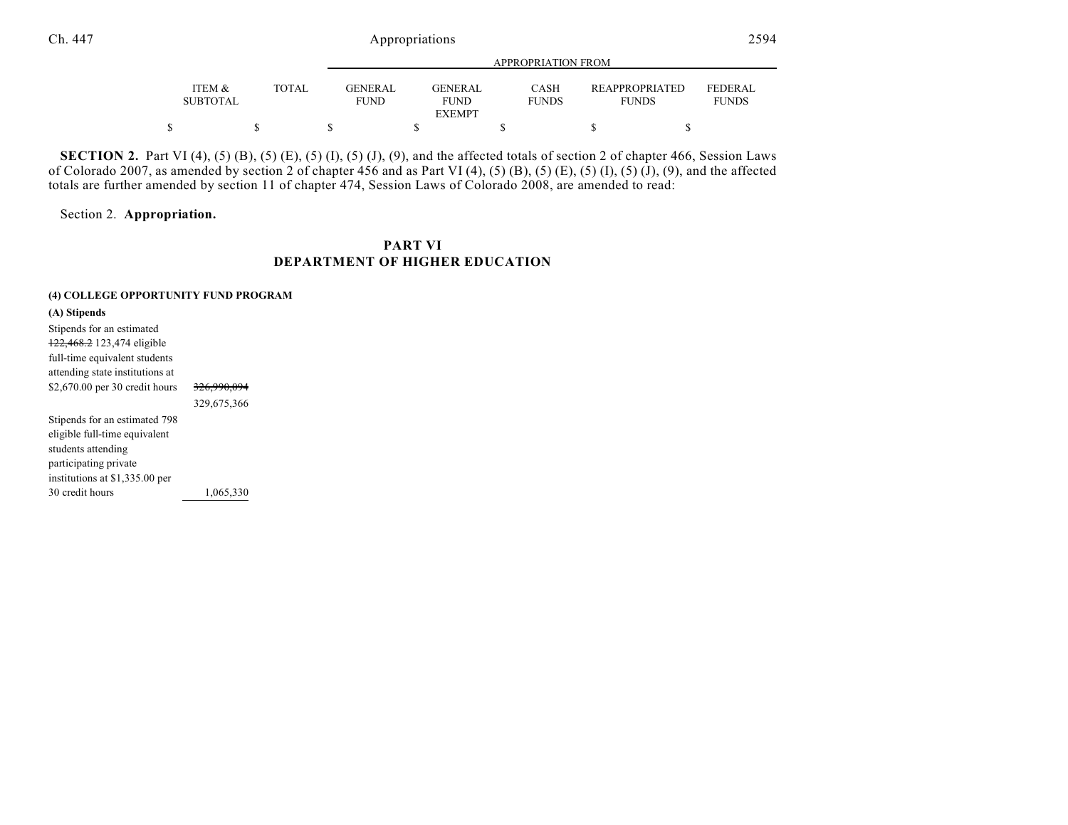| | ITEM & SUBTOTAL | TOTAL | APPROPRIATION FROM GENERAL FUND | GENERAL FUND EXEMPT | CASH FUNDS | REAPPROPRIATED FUNDS | FEDERAL FUNDS |
|---|---|---|---|---|---|---|---|
| | $ | $ | $ | $ | $ | $ | $ |

**SECTION 2.** Part VI (4), (5) (B), (5) (E), (5) (I), (5) (J), (9), and the affected totals of section 2 of chapter 466, Session Laws of Colorado 2007, as amended by section 2 of chapter 456 and as Part VI (4), (5) (B), (5) (E), (5) (I), (5) (J), (9), and the affected totals are further amended by section 11 of chapter 474, Session Laws of Colorado 2008, are amended to read:

Section 2. **Appropriation.**

## PART VI
## DEPARTMENT OF HIGHER EDUCATION

**(4) COLLEGE OPPORTUNITY FUND PROGRAM**

**(A) Stipends**

| | ITEM & SUBTOTAL | TOTAL | GENERAL FUND | GENERAL FUND EXEMPT | CASH FUNDS | REAPPROPRIATED FUNDS | FEDERAL FUNDS |
|---|---|---|---|---|---|---|---|
| Stipends for an estimated ~~122,468.2~~ 123,474 eligible full-time equivalent students attending state institutions at $2,670.00 per 30 credit hours | ~~326,990,094~~ 329,675,366 | | | | | | |
| Stipends for an estimated 798 eligible full-time equivalent students attending participating private institutions at $1,335.00 per 30 credit hours | 1,065,330 | | | | | | |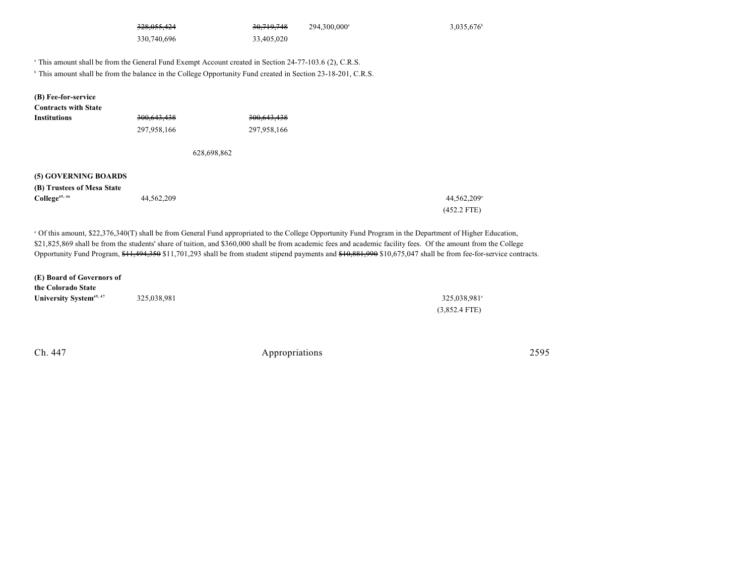| | | | | | |
|---|---|---|---|---|---|
| | ~~328,055,424~~ | ~~30,719,748~~ | 294,300,000[a] | 3,035,676[b] | |
| | 330,740,696 | 33,405,020 | | | |

[a] This amount shall be from the General Fund Exempt Account created in Section 24-77-103.6 (2), C.R.S.

[b] This amount shall be from the balance in the College Opportunity Fund created in Section 23-18-201, C.R.S.

| | | | | | |
|---|---|---|---|---|---|
| **(B) Fee-for-service Contracts with State Institutions** | ~~300,643,438~~ | | ~~300,643,438~~ | | |
| | 297,958,166 | | 297,958,166 | | |
| | | 628,698,862 | | | |

**(5) GOVERNING BOARDS**

| | | | |
|---|---|---|---|
| **(B) Trustees of Mesa State College**[45, 46] | 44,562,209 | | 44,562,209[a] |
| | | | (452.2 FTE) |

[a] Of this amount, $22,376,340(T) shall be from General Fund appropriated to the College Opportunity Fund Program in the Department of Higher Education, $21,825,869 shall be from the students' share of tuition, and $360,000 shall be from academic fees and academic facility fees. Of the amount from the College Opportunity Fund Program, ~~$11,494,350~~ $11,701,293 shall be from student stipend payments and ~~$10,881,990~~ $10,675,047 shall be from fee-for-service contracts.

| | | | |
|---|---|---|---|
| **(E) Board of Governors of the Colorado State University System**[45, 47] | 325,038,981 | | 325,038,981[a] |
| | | | (3,852.4 FTE) |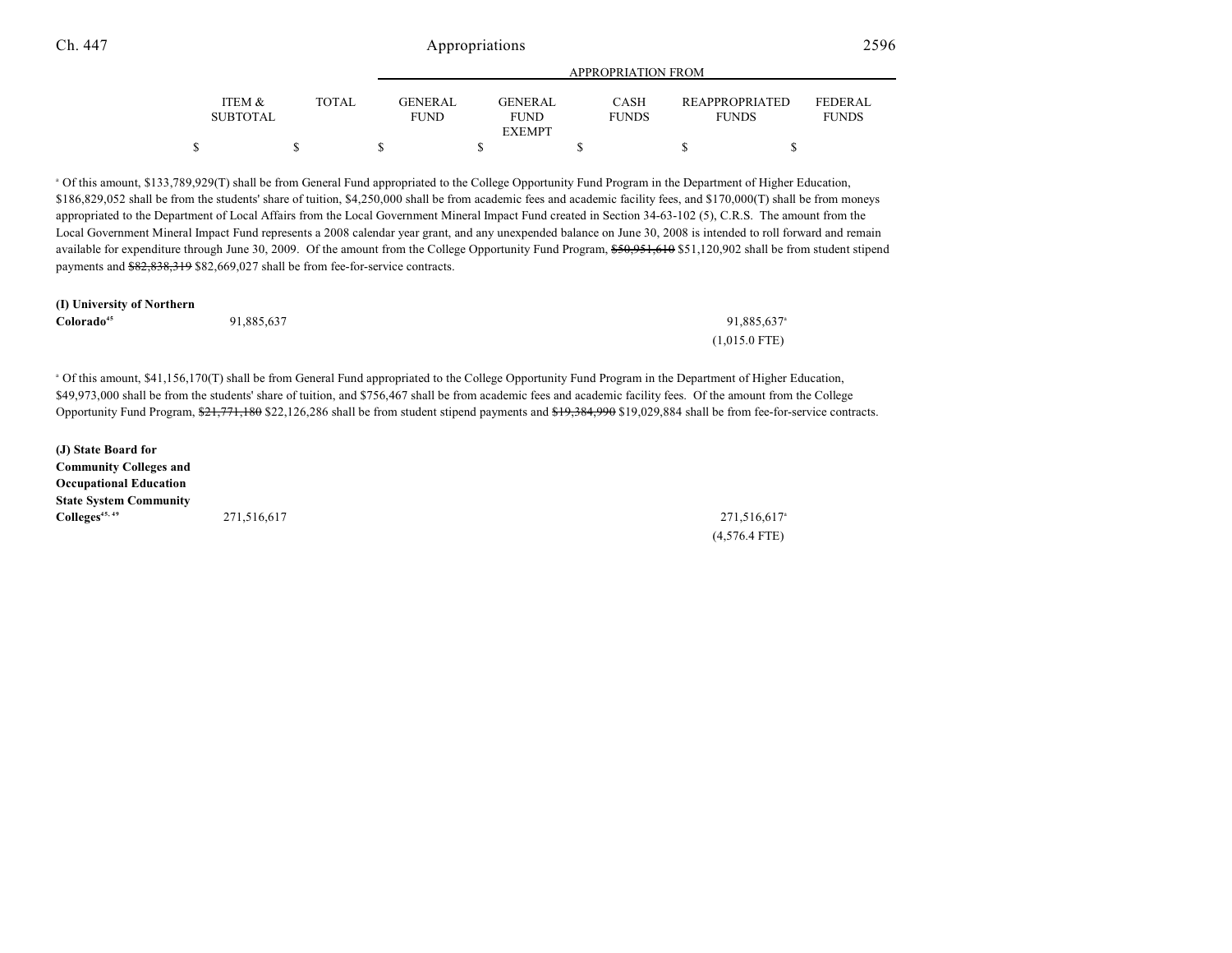| | ITEM & SUBTOTAL | TOTAL | APPROPRIATION FROM GENERAL FUND | GENERAL FUND EXEMPT | CASH FUNDS | REAPPROPRIATED FUNDS | FEDERAL FUNDS |
|---|---|---|---|---|---|---|---|
| | $ | $ | $ | $ | $ | $ | $ |

[a] Of this amount, $133,789,929(T) shall be from General Fund appropriated to the College Opportunity Fund Program in the Department of Higher Education, $186,829,052 shall be from the students' share of tuition, $4,250,000 shall be from academic fees and academic facility fees, and $170,000(T) shall be from moneys appropriated to the Department of Local Affairs from the Local Government Mineral Impact Fund created in Section 34-63-102 (5), C.R.S. The amount from the Local Government Mineral Impact Fund represents a 2008 calendar year grant, and any unexpended balance on June 30, 2008 is intended to roll forward and remain available for expenditure through June 30, 2009. Of the amount from the College Opportunity Fund Program, ~~$50,951,610~~ $51,120,902 shall be from student stipend payments and ~~$82,838,319~~ $82,669,027 shall be from fee-for-service contracts.

| | ITEM & SUBTOTAL | TOTAL | GENERAL FUND | GENERAL FUND EXEMPT | CASH FUNDS | REAPPROPRIATED FUNDS | FEDERAL FUNDS |
|---|---|---|---|---|---|---|---|
| **(I) University of Northern Colorado**[45] | 91,885,637 | | | | | 91,885,637[a] (1,015.0 FTE) | |

[a] Of this amount, $41,156,170(T) shall be from General Fund appropriated to the College Opportunity Fund Program in the Department of Higher Education, $49,973,000 shall be from the students' share of tuition, and $756,467 shall be from academic fees and academic facility fees. Of the amount from the College Opportunity Fund Program, ~~$21,771,180~~ $22,126,286 shall be from student stipend payments and ~~$19,384,990~~ $19,029,884 shall be from fee-for-service contracts.

| | ITEM & SUBTOTAL | TOTAL | GENERAL FUND | GENERAL FUND EXEMPT | CASH FUNDS | REAPPROPRIATED FUNDS | FEDERAL FUNDS |
|---|---|---|---|---|---|---|---|
| **(J) State Board for Community Colleges and Occupational Education State System Community Colleges**[45, 49] | 271,516,617 | | | | | 271,516,617[a] (4,576.4 FTE) | |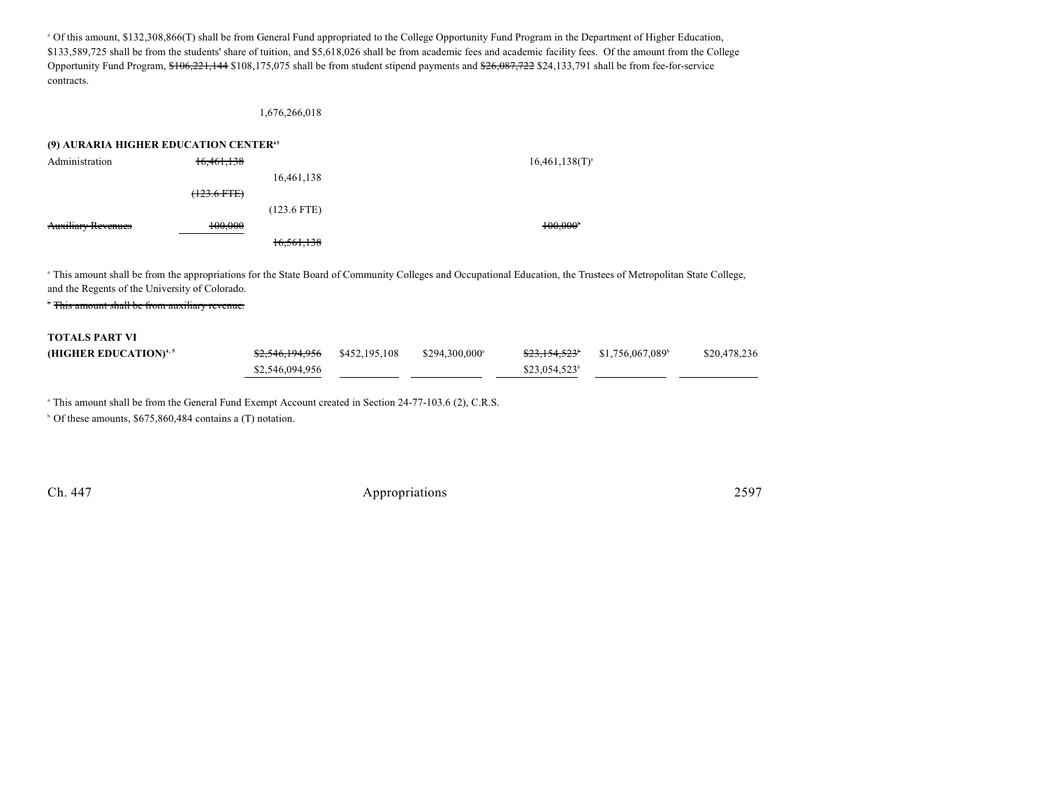[a] Of this amount, $132,308,866(T) shall be from General Fund appropriated to the College Opportunity Fund Program in the Department of Higher Education, $133,589,725 shall be from the students' share of tuition, and $5,618,026 shall be from academic fees and academic facility fees. Of the amount from the College Opportunity Fund Program, ~~$106,221,144~~ $108,175,075 shall be from student stipend payments and ~~$26,087,722~~ $24,133,791 shall be from fee-for-service contracts.

1,676,266,018

**(9) AURARIA HIGHER EDUCATION CENTER**[45]

| | | | | |
|---|---|---|---|---|
| Administration | ~~16,461,138~~ | | | 16,461,138(T)[a] |
| | | 16,461,138 | | |
| | ~~(123.6 FTE)~~ | | | |
| | | (123.6 FTE) | | |
| ~~Auxiliary Revenues~~ | ~~100,000~~ | | | ~~100,000~~[b] |
| | | ~~16,561,138~~ | | |

[a] This amount shall be from the appropriations for the State Board of Community Colleges and Occupational Education, the Trustees of Metropolitan State College, and the Regents of the University of Colorado.

~~[b] This amount shall be from auxiliary revenue.~~

| | | | | | | |
|---|---|---|---|---|---|---|
| **TOTALS PART VI** | | | | | | |
| **(HIGHER EDUCATION)**[4, 5] | ~~$2,546,194,956~~ | $452,195,108 | $294,300,000[a] | ~~$23,154,523~~[b] | $1,756,067,089[b] | $20,478,236 |
| | $2,546,094,956 | | | $23,054,523[b] | | |

[a] This amount shall be from the General Fund Exempt Account created in Section 24-77-103.6 (2), C.R.S.

[b] Of these amounts, $675,860,484 contains a (T) notation.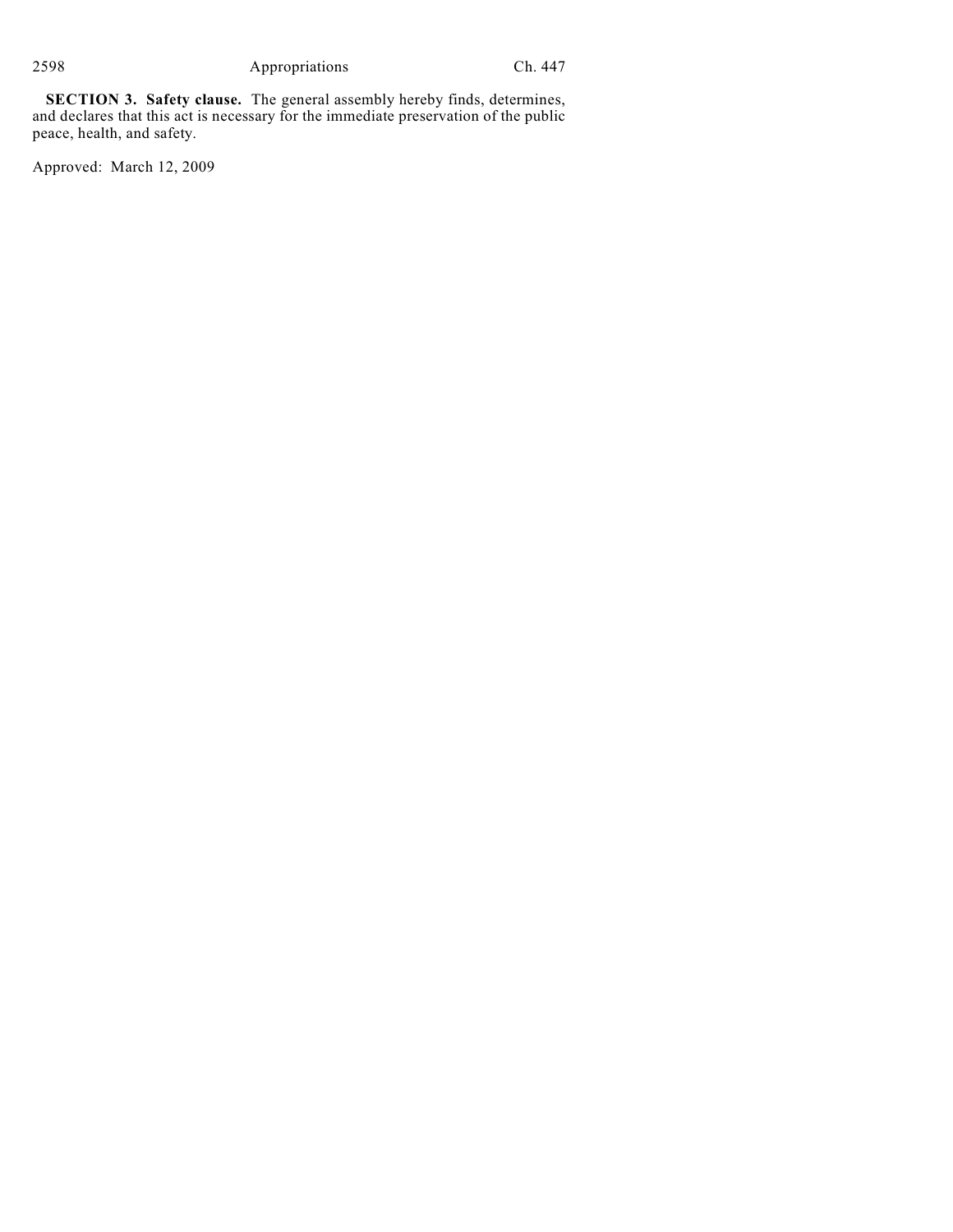**SECTION 3. Safety clause.** The general assembly hereby finds, determines, and declares that this act is necessary for the immediate preservation of the public peace, health, and safety.

Approved: March 12, 2009